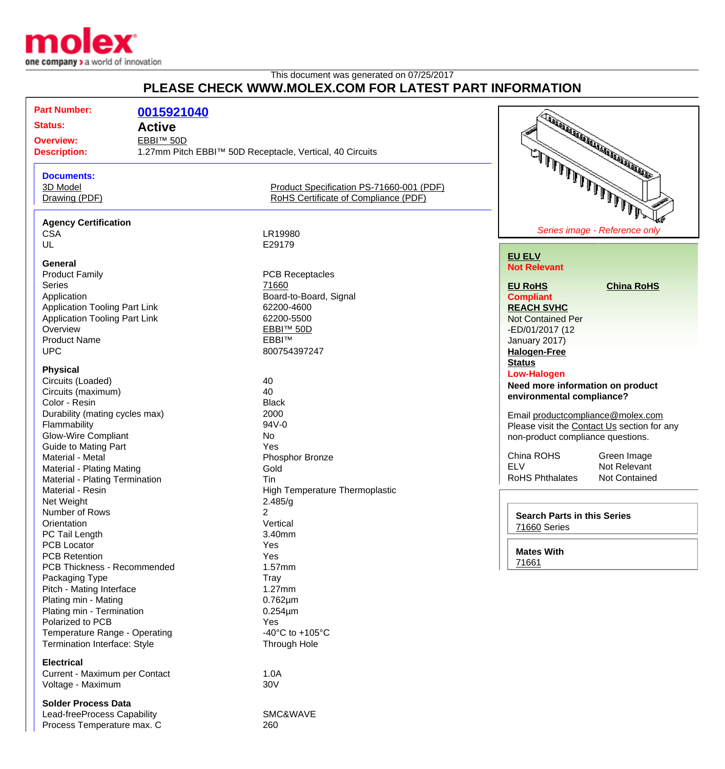This document was generated on 07/25/2017

# PLEASE CHECK WWW.MOLEX.COM FOR LATEST PART INFORMATION

| | |
|---|---|
| **Part Number:** | **0015921040** |
| **Status:** | **Active** |
| **Overview:** | EBBI™ 50D |
| **Description:** | 1.27mm Pitch EBBI™ 50D Receptacle, Vertical, 40 Circuits |

**Documents:**

- 3D Model
- Drawing (PDF)
- Product Specification PS-71660-001 (PDF)
- RoHS Certificate of Compliance (PDF)

### Agency Certification

| | |
|---|---|
| CSA | LR19980 |
| UL | E29179 |

### General

| | |
|---|---|
| Product Family | PCB Receptacles |
| Series | 71660 |
| Application | Board-to-Board, Signal |
| Application Tooling Part Link | 62200-4600 |
| Application Tooling Part Link | 62200-5500 |
| Overview | EBBI™ 50D |
| Product Name | EBBI™ |
| UPC | 800754397247 |

### Physical

| | |
|---|---|
| Circuits (Loaded) | 40 |
| Circuits (maximum) | 40 |
| Color - Resin | Black |
| Durability (mating cycles max) | 2000 |
| Flammability | 94V-0 |
| Glow-Wire Compliant | No |
| Guide to Mating Part | Yes |
| Material - Metal | Phosphor Bronze |
| Material - Plating Mating | Gold |
| Material - Plating Termination | Tin |
| Material - Resin | High Temperature Thermoplastic |
| Net Weight | 2.485/g |
| Number of Rows | 2 |
| Orientation | Vertical |
| PC Tail Length | 3.40mm |
| PCB Locator | Yes |
| PCB Retention | Yes |
| PCB Thickness - Recommended | 1.57mm |
| Packaging Type | Tray |
| Pitch - Mating Interface | 1.27mm |
| Plating min - Mating | 0.762µm |
| Plating min - Termination | 0.254µm |
| Polarized to PCB | Yes |
| Temperature Range - Operating | -40°C to +105°C |
| Termination Interface: Style | Through Hole |

### Electrical

| | |
|---|---|
| Current - Maximum per Contact | 1.0A |
| Voltage - Maximum | 30V |

### Solder Process Data

| | |
|---|---|
| Lead-freeProcess Capability | SMC&WAVE |
| Process Temperature max. C | 260 |

*Series image - Reference only*

**EU ELV**
**Not Relevant**

**EU RoHS** **China RoHS**
**Compliant**

**REACH SVHC**
Not Contained Per -ED/01/2017 (12 January 2017)

**Halogen-Free Status**
**Low-Halogen**

**Need more information on product environmental compliance?**

Email productcompliance@molex.com
Please visit the Contact Us section for any non-product compliance questions.

| | |
|---|---|
| China ROHS | Green Image |
| ELV | Not Relevant |
| RoHS Phthalates | Not Contained |

**Search Parts in this Series**
71660 Series

**Mates With**
71661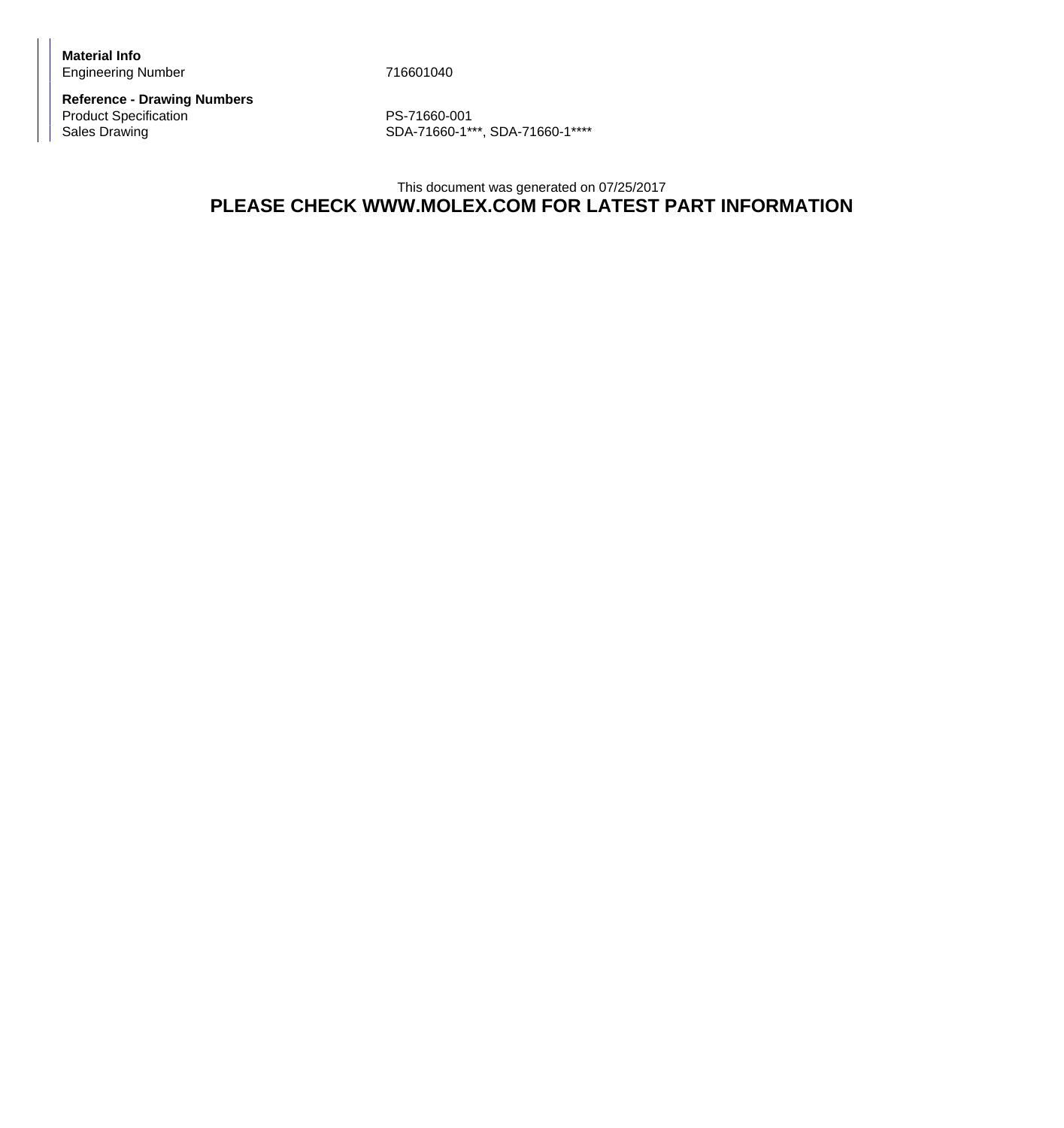**Material Info**

| | |
|---|---|
| Engineering Number | 716601040 |

**Reference - Drawing Numbers**

| | |
|---|---|
| Product Specification | PS-71660-001 |
| Sales Drawing | SDA-71660-1***, SDA-71660-1**** |

This document was generated on 07/25/2017

**PLEASE CHECK WWW.MOLEX.COM FOR LATEST PART INFORMATION**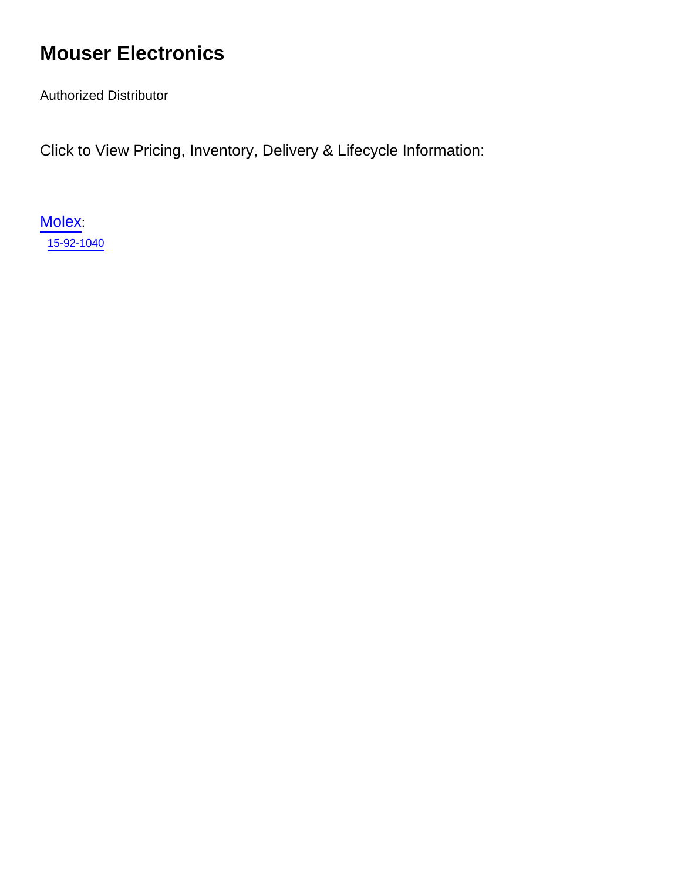# Mouser Electronics

Authorized Distributor

Click to View Pricing, Inventory, Delivery & Lifecycle Information:

Molex:

15-92-1040